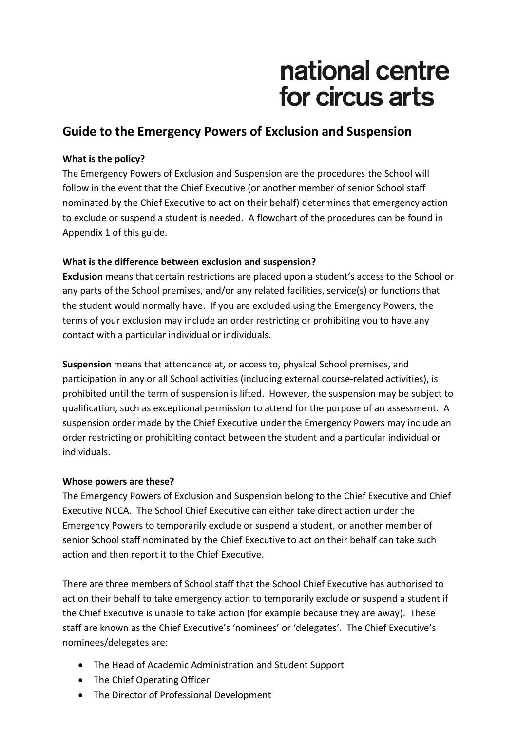national centre
for circus arts

## Guide to the Emergency Powers of Exclusion and Suspension

**What is the policy?**

The Emergency Powers of Exclusion and Suspension are the procedures the School will follow in the event that the Chief Executive (or another member of senior School staff nominated by the Chief Executive to act on their behalf) determines that emergency action to exclude or suspend a student is needed. A flowchart of the procedures can be found in Appendix 1 of this guide.

**What is the difference between exclusion and suspension?**

**Exclusion** means that certain restrictions are placed upon a student's access to the School or any parts of the School premises, and/or any related facilities, service(s) or functions that the student would normally have. If you are excluded using the Emergency Powers, the terms of your exclusion may include an order restricting or prohibiting you to have any contact with a particular individual or individuals.

**Suspension** means that attendance at, or access to, physical School premises, and participation in any or all School activities (including external course-related activities), is prohibited until the term of suspension is lifted. However, the suspension may be subject to qualification, such as exceptional permission to attend for the purpose of an assessment. A suspension order made by the Chief Executive under the Emergency Powers may include an order restricting or prohibiting contact between the student and a particular individual or individuals.

**Whose powers are these?**

The Emergency Powers of Exclusion and Suspension belong to the Chief Executive and Chief Executive NCCA. The School Chief Executive can either take direct action under the Emergency Powers to temporarily exclude or suspend a student, or another member of senior School staff nominated by the Chief Executive to act on their behalf can take such action and then report it to the Chief Executive.

There are three members of School staff that the School Chief Executive has authorised to act on their behalf to take emergency action to temporarily exclude or suspend a student if the Chief Executive is unable to take action (for example because they are away). These staff are known as the Chief Executive's 'nominees' or 'delegates'. The Chief Executive's nominees/delegates are:

- The Head of Academic Administration and Student Support
- The Chief Operating Officer
- The Director of Professional Development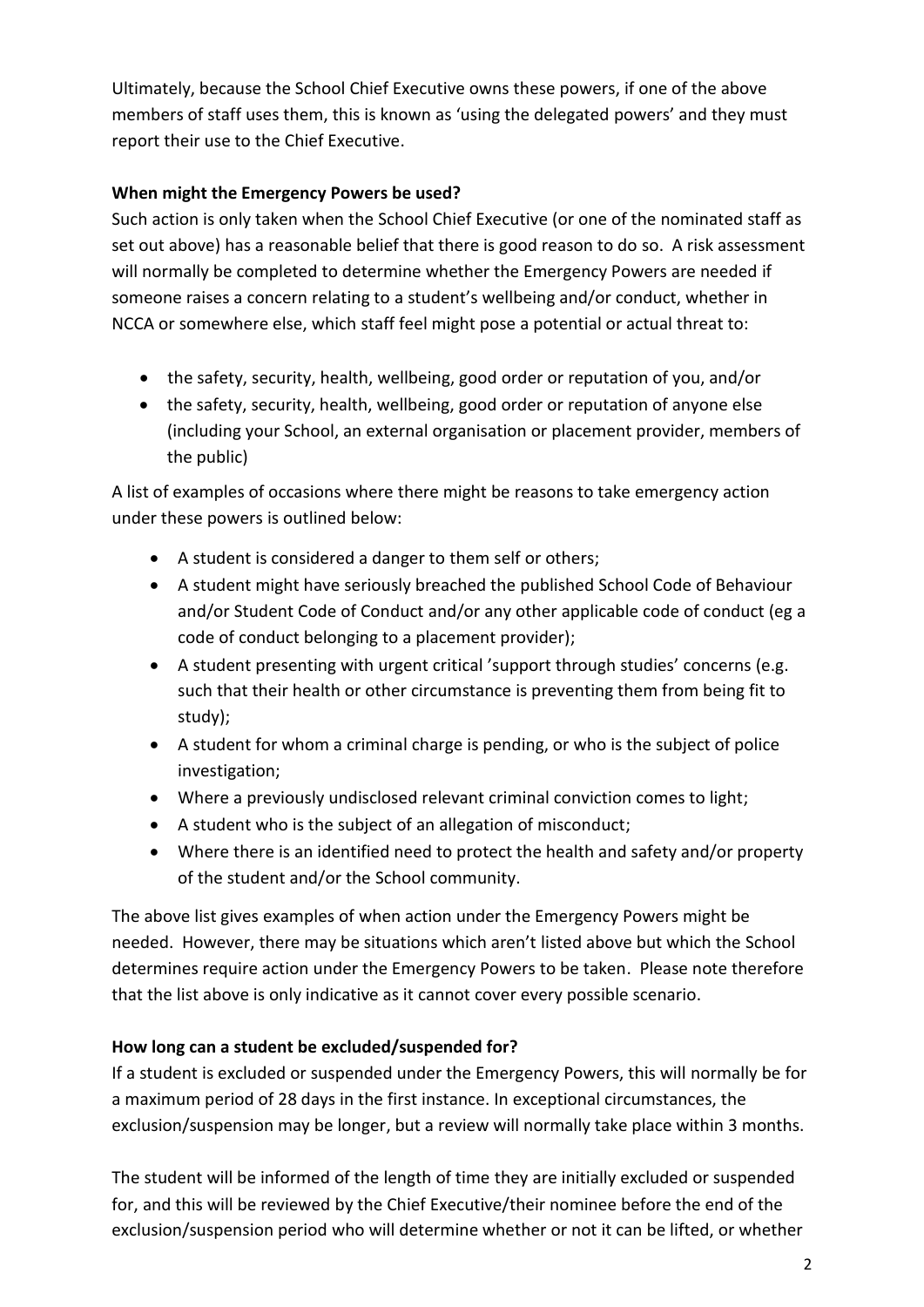Ultimately, because the School Chief Executive owns these powers, if one of the above members of staff uses them, this is known as 'using the delegated powers' and they must report their use to the Chief Executive.

**When might the Emergency Powers be used?**

Such action is only taken when the School Chief Executive (or one of the nominated staff as set out above) has a reasonable belief that there is good reason to do so. A risk assessment will normally be completed to determine whether the Emergency Powers are needed if someone raises a concern relating to a student's wellbeing and/or conduct, whether in NCCA or somewhere else, which staff feel might pose a potential or actual threat to:

- the safety, security, health, wellbeing, good order or reputation of you, and/or
- the safety, security, health, wellbeing, good order or reputation of anyone else (including your School, an external organisation or placement provider, members of the public)

A list of examples of occasions where there might be reasons to take emergency action under these powers is outlined below:

- A student is considered a danger to them self or others;
- A student might have seriously breached the published School Code of Behaviour and/or Student Code of Conduct and/or any other applicable code of conduct (eg a code of conduct belonging to a placement provider);
- A student presenting with urgent critical 'support through studies' concerns (e.g. such that their health or other circumstance is preventing them from being fit to study);
- A student for whom a criminal charge is pending, or who is the subject of police investigation;
- Where a previously undisclosed relevant criminal conviction comes to light;
- A student who is the subject of an allegation of misconduct;
- Where there is an identified need to protect the health and safety and/or property of the student and/or the School community.

The above list gives examples of when action under the Emergency Powers might be needed. However, there may be situations which aren't listed above but which the School determines require action under the Emergency Powers to be taken. Please note therefore that the list above is only indicative as it cannot cover every possible scenario.

**How long can a student be excluded/suspended for?**

If a student is excluded or suspended under the Emergency Powers, this will normally be for a maximum period of 28 days in the first instance. In exceptional circumstances, the exclusion/suspension may be longer, but a review will normally take place within 3 months.

The student will be informed of the length of time they are initially excluded or suspended for, and this will be reviewed by the Chief Executive/their nominee before the end of the exclusion/suspension period who will determine whether or not it can be lifted, or whether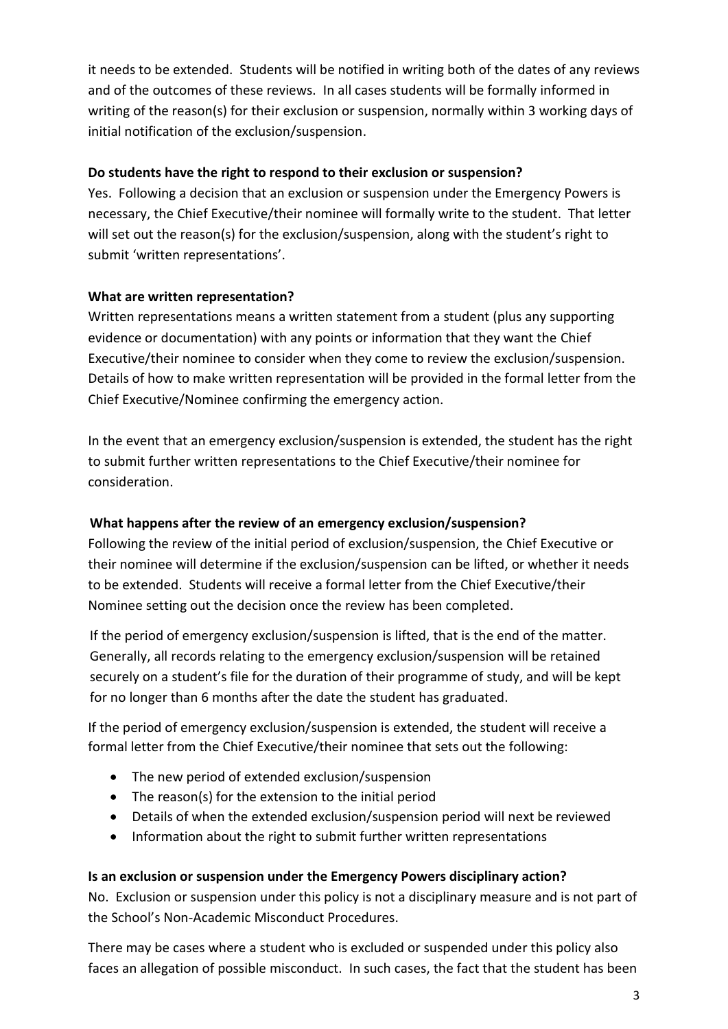it needs to be extended. Students will be notified in writing both of the dates of any reviews and of the outcomes of these reviews. In all cases students will be formally informed in writing of the reason(s) for their exclusion or suspension, normally within 3 working days of initial notification of the exclusion/suspension.

**Do students have the right to respond to their exclusion or suspension?**

Yes. Following a decision that an exclusion or suspension under the Emergency Powers is necessary, the Chief Executive/their nominee will formally write to the student. That letter will set out the reason(s) for the exclusion/suspension, along with the student's right to submit 'written representations'.

**What are written representation?**

Written representations means a written statement from a student (plus any supporting evidence or documentation) with any points or information that they want the Chief Executive/their nominee to consider when they come to review the exclusion/suspension. Details of how to make written representation will be provided in the formal letter from the Chief Executive/Nominee confirming the emergency action.

In the event that an emergency exclusion/suspension is extended, the student has the right to submit further written representations to the Chief Executive/their nominee for consideration.

**What happens after the review of an emergency exclusion/suspension?**

Following the review of the initial period of exclusion/suspension, the Chief Executive or their nominee will determine if the exclusion/suspension can be lifted, or whether it needs to be extended. Students will receive a formal letter from the Chief Executive/their Nominee setting out the decision once the review has been completed.

If the period of emergency exclusion/suspension is lifted, that is the end of the matter. Generally, all records relating to the emergency exclusion/suspension will be retained securely on a student's file for the duration of their programme of study, and will be kept for no longer than 6 months after the date the student has graduated.

If the period of emergency exclusion/suspension is extended, the student will receive a formal letter from the Chief Executive/their nominee that sets out the following:

- The new period of extended exclusion/suspension
- The reason(s) for the extension to the initial period
- Details of when the extended exclusion/suspension period will next be reviewed
- Information about the right to submit further written representations

**Is an exclusion or suspension under the Emergency Powers disciplinary action?**

No. Exclusion or suspension under this policy is not a disciplinary measure and is not part of the School's Non-Academic Misconduct Procedures.

There may be cases where a student who is excluded or suspended under this policy also faces an allegation of possible misconduct. In such cases, the fact that the student has been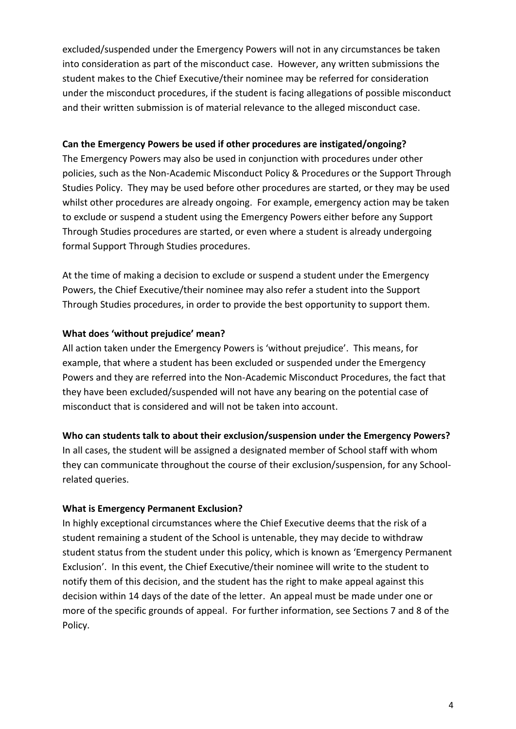excluded/suspended under the Emergency Powers will not in any circumstances be taken into consideration as part of the misconduct case. However, any written submissions the student makes to the Chief Executive/their nominee may be referred for consideration under the misconduct procedures, if the student is facing allegations of possible misconduct and their written submission is of material relevance to the alleged misconduct case.

**Can the Emergency Powers be used if other procedures are instigated/ongoing?**

The Emergency Powers may also be used in conjunction with procedures under other policies, such as the Non-Academic Misconduct Policy & Procedures or the Support Through Studies Policy. They may be used before other procedures are started, or they may be used whilst other procedures are already ongoing. For example, emergency action may be taken to exclude or suspend a student using the Emergency Powers either before any Support Through Studies procedures are started, or even where a student is already undergoing formal Support Through Studies procedures.

At the time of making a decision to exclude or suspend a student under the Emergency Powers, the Chief Executive/their nominee may also refer a student into the Support Through Studies procedures, in order to provide the best opportunity to support them.

**What does 'without prejudice' mean?**

All action taken under the Emergency Powers is 'without prejudice'. This means, for example, that where a student has been excluded or suspended under the Emergency Powers and they are referred into the Non-Academic Misconduct Procedures, the fact that they have been excluded/suspended will not have any bearing on the potential case of misconduct that is considered and will not be taken into account.

**Who can students talk to about their exclusion/suspension under the Emergency Powers?**

In all cases, the student will be assigned a designated member of School staff with whom they can communicate throughout the course of their exclusion/suspension, for any School-related queries.

**What is Emergency Permanent Exclusion?**

In highly exceptional circumstances where the Chief Executive deems that the risk of a student remaining a student of the School is untenable, they may decide to withdraw student status from the student under this policy, which is known as 'Emergency Permanent Exclusion'. In this event, the Chief Executive/their nominee will write to the student to notify them of this decision, and the student has the right to make appeal against this decision within 14 days of the date of the letter. An appeal must be made under one or more of the specific grounds of appeal. For further information, see Sections 7 and 8 of the Policy.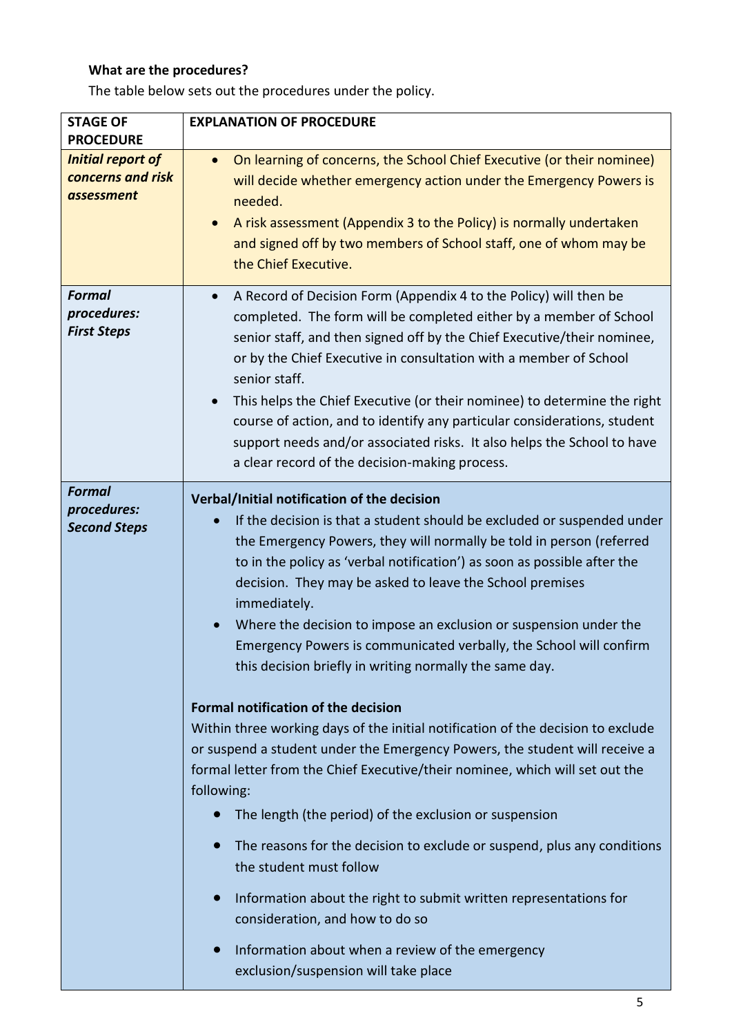**What are the procedures?**

The table below sets out the procedures under the policy.

| STAGE OF PROCEDURE | EXPLANATION OF PROCEDURE |
|---|---|
| ***Initial report of concerns and risk assessment*** | • On learning of concerns, the School Chief Executive (or their nominee) will decide whether emergency action under the Emergency Powers is needed.<br>• A risk assessment (Appendix 3 to the Policy) is normally undertaken and signed off by two members of School staff, one of whom may be the Chief Executive. |
| ***Formal procedures: First Steps*** | • A Record of Decision Form (Appendix 4 to the Policy) will then be completed. The form will be completed either by a member of School senior staff, and then signed off by the Chief Executive/their nominee, or by the Chief Executive in consultation with a member of School senior staff.<br>• This helps the Chief Executive (or their nominee) to determine the right course of action, and to identify any particular considerations, student support needs and/or associated risks. It also helps the School to have a clear record of the decision-making process. |
| ***Formal procedures: Second Steps*** | **Verbal/Initial notification of the decision**<br>• If the decision is that a student should be excluded or suspended under the Emergency Powers, they will normally be told in person (referred to in the policy as 'verbal notification') as soon as possible after the decision. They may be asked to leave the School premises immediately.<br>• Where the decision to impose an exclusion or suspension under the Emergency Powers is communicated verbally, the School will confirm this decision briefly in writing normally the same day.<br><br>**Formal notification of the decision**<br>Within three working days of the initial notification of the decision to exclude or suspend a student under the Emergency Powers, the student will receive a formal letter from the Chief Executive/their nominee, which will set out the following:<br>• The length (the period) of the exclusion or suspension<br>• The reasons for the decision to exclude or suspend, plus any conditions the student must follow<br>• Information about the right to submit written representations for consideration, and how to do so<br>• Information about when a review of the emergency exclusion/suspension will take place |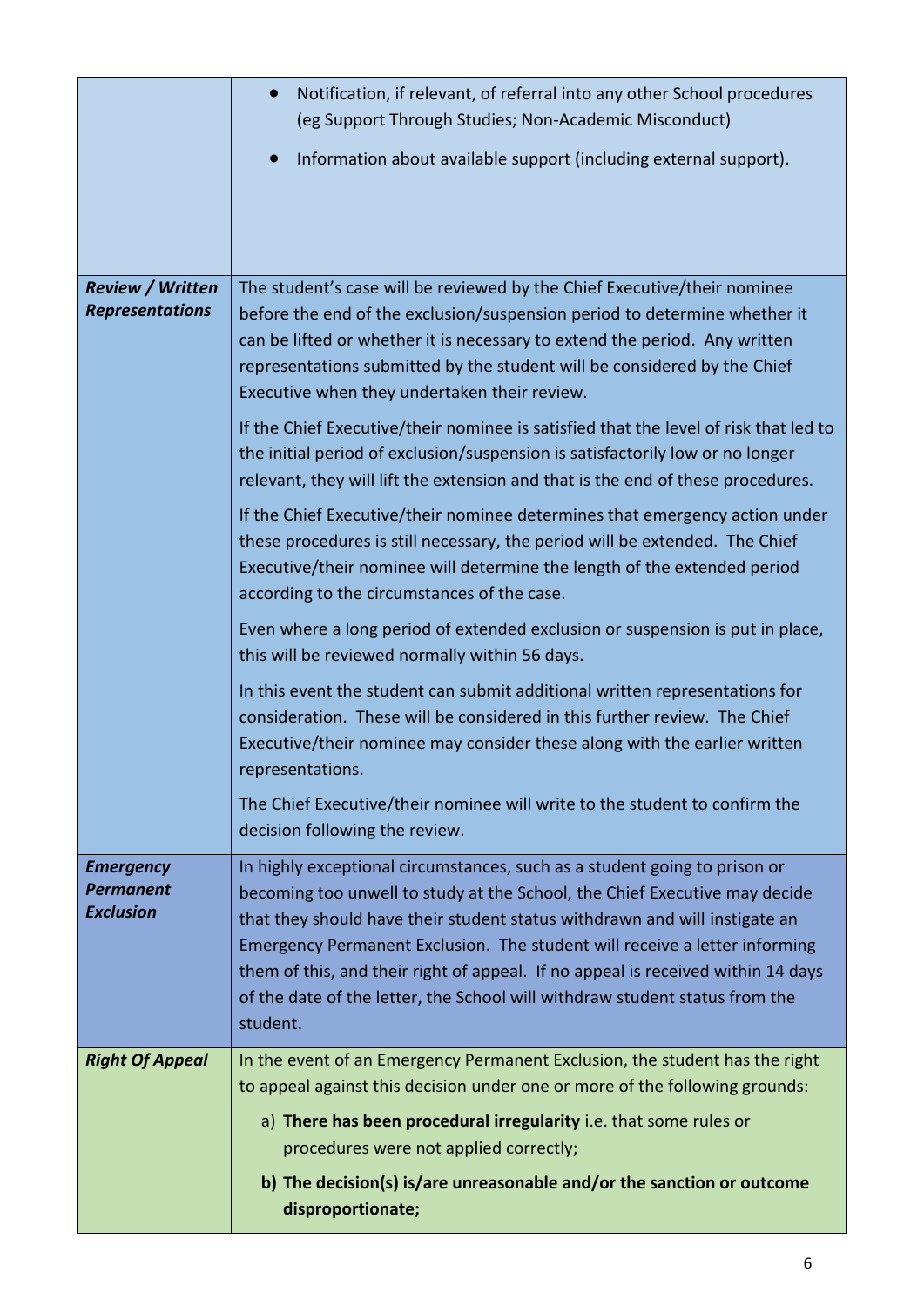| | |
|---|---|
| | • Notification, if relevant, of referral into any other School procedures (eg Support Through Studies; Non-Academic Misconduct)<br><br>• Information about available support (including external support). |
| ***Review / Written Representations*** | The student's case will be reviewed by the Chief Executive/their nominee before the end of the exclusion/suspension period to determine whether it can be lifted or whether it is necessary to extend the period. Any written representations submitted by the student will be considered by the Chief Executive when they undertaken their review.<br><br>If the Chief Executive/their nominee is satisfied that the level of risk that led to the initial period of exclusion/suspension is satisfactorily low or no longer relevant, they will lift the extension and that is the end of these procedures.<br><br>If the Chief Executive/their nominee determines that emergency action under these procedures is still necessary, the period will be extended. The Chief Executive/their nominee will determine the length of the extended period according to the circumstances of the case.<br><br>Even where a long period of extended exclusion or suspension is put in place, this will be reviewed normally within 56 days.<br><br>In this event the student can submit additional written representations for consideration. These will be considered in this further review. The Chief Executive/their nominee may consider these along with the earlier written representations.<br><br>The Chief Executive/their nominee will write to the student to confirm the decision following the review. |
| ***Emergency Permanent Exclusion*** | In highly exceptional circumstances, such as a student going to prison or becoming too unwell to study at the School, the Chief Executive may decide that they should have their student status withdrawn and will instigate an Emergency Permanent Exclusion. The student will receive a letter informing them of this, and their right of appeal. If no appeal is received within 14 days of the date of the letter, the School will withdraw student status from the student. |
| ***Right Of Appeal*** | In the event of an Emergency Permanent Exclusion, the student has the right to appeal against this decision under one or more of the following grounds:<br><br>a) **There has been procedural irregularity** i.e. that some rules or procedures were not applied correctly;<br><br>**b) The decision(s) is/are unreasonable and/or the sanction or outcome disproportionate;** |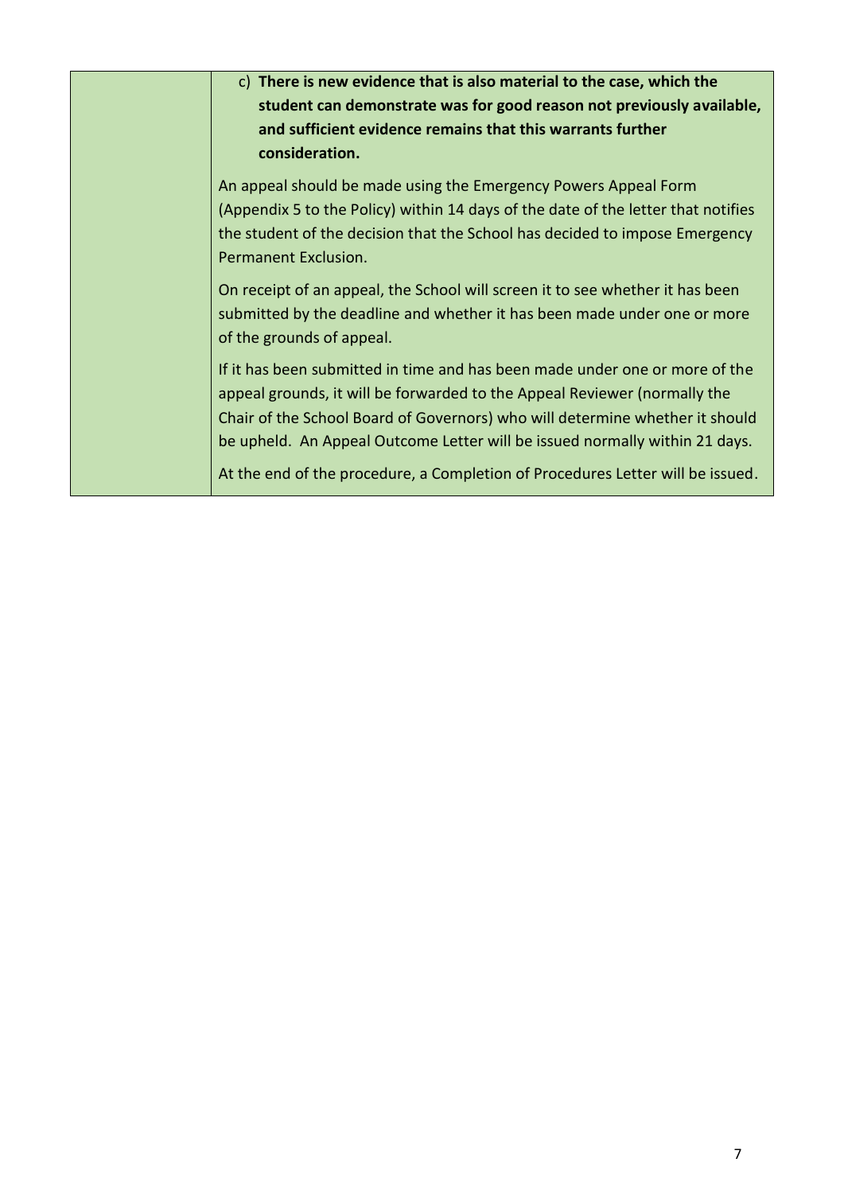| | c) **There is new evidence that is also material to the case, which the student can demonstrate was for good reason not previously available, and sufficient evidence remains that this warrants further consideration.**<br><br>An appeal should be made using the Emergency Powers Appeal Form (Appendix 5 to the Policy) within 14 days of the date of the letter that notifies the student of the decision that the School has decided to impose Emergency Permanent Exclusion.<br><br>On receipt of an appeal, the School will screen it to see whether it has been submitted by the deadline and whether it has been made under one or more of the grounds of appeal.<br><br>If it has been submitted in time and has been made under one or more of the appeal grounds, it will be forwarded to the Appeal Reviewer (normally the Chair of the School Board of Governors) who will determine whether it should be upheld. An Appeal Outcome Letter will be issued normally within 21 days.<br><br>At the end of the procedure, a Completion of Procedures Letter will be issued. |
|---|---|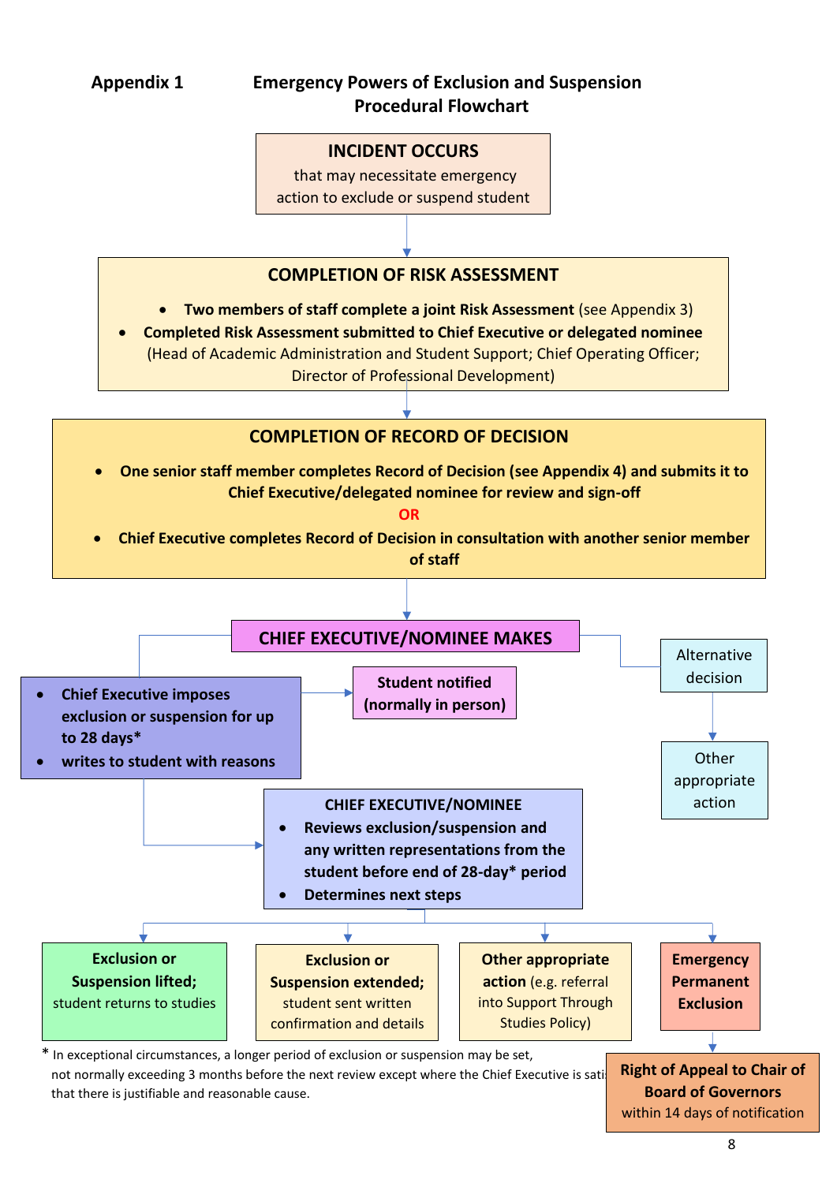**Appendix 1** **Emergency Powers of Exclusion and Suspension Procedural Flowchart**

**INCIDENT OCCURS**
that may necessitate emergency action to exclude or suspend student

**COMPLETION OF RISK ASSESSMENT**

- **Two members of staff complete a joint Risk Assessment** (see Appendix 3)
- **Completed Risk Assessment submitted to Chief Executive or delegated nominee** (Head of Academic Administration and Student Support; Chief Operating Officer; Director of Professional Development)

**COMPLETION OF RECORD OF DECISION**

- **One senior staff member completes Record of Decision (see Appendix 4) and submits it to Chief Executive/delegated nominee for review and sign-off**

**OR**

- **Chief Executive completes Record of Decision in consultation with another senior member of staff**

**CHIEF EXECUTIVE/NOMINEE MAKES**

- **Chief Executive imposes exclusion or suspension for up to 28 days***
- **writes to student with reasons**

**Student notified (normally in person)**

Alternative decision

Other appropriate action

**CHIEF EXECUTIVE/NOMINEE**

- **Reviews exclusion/suspension and any written representations from the student before end of 28-day* period**
- **Determines next steps**

**Exclusion or Suspension lifted;** student returns to studies

**Exclusion or Suspension extended;** student sent written confirmation and details

**Other appropriate action** (e.g. referral into Support Through Studies Policy)

**Emergency Permanent Exclusion**

**Right of Appeal to Chair of Board of Governors** within 14 days of notification

* In exceptional circumstances, a longer period of exclusion or suspension may be set, not normally exceeding 3 months before the next review except where the Chief Executive is sati[sfied] that there is justifiable and reasonable cause.